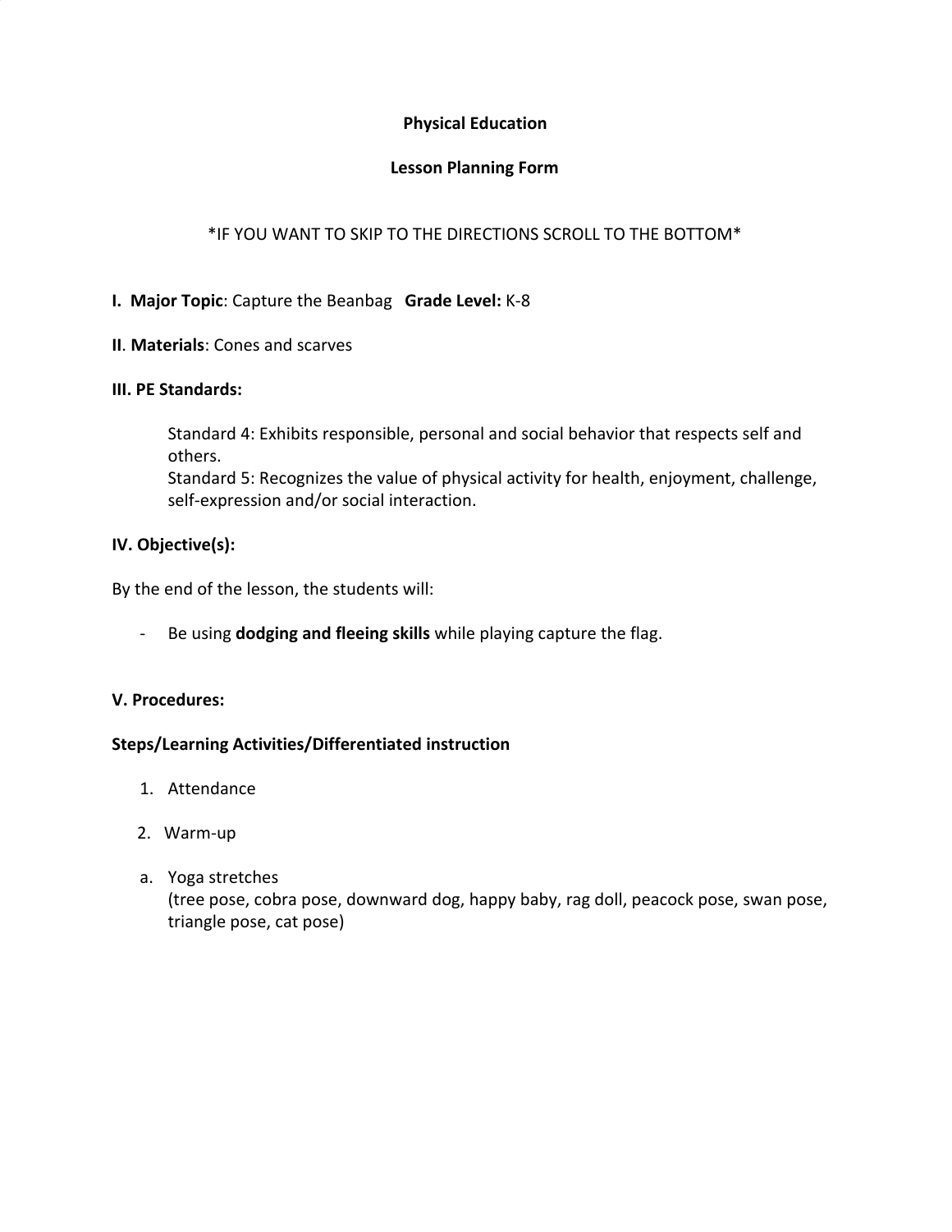**Physical Education**

**Lesson Planning Form**

*IF YOU WANT TO SKIP TO THE DIRECTIONS SCROLL TO THE BOTTOM*

**I. Major Topic**: Capture the Beanbag **Grade Level:** K-8

**II**. **Materials**: Cones and scarves

**III. PE Standards:**

Standard 4: Exhibits responsible, personal and social behavior that respects self and others.
Standard 5: Recognizes the value of physical activity for health, enjoyment, challenge, self-expression and/or social interaction.

**IV. Objective(s):**

By the end of the lesson, the students will:

- Be using **dodging and fleeing skills** while playing capture the flag.

**V. Procedures:**

**Steps/Learning Activities/Differentiated instruction**

1. Attendance
2. Warm-up

a. Yoga stretches
(tree pose, cobra pose, downward dog, happy baby, rag doll, peacock pose, swan pose, triangle pose, cat pose)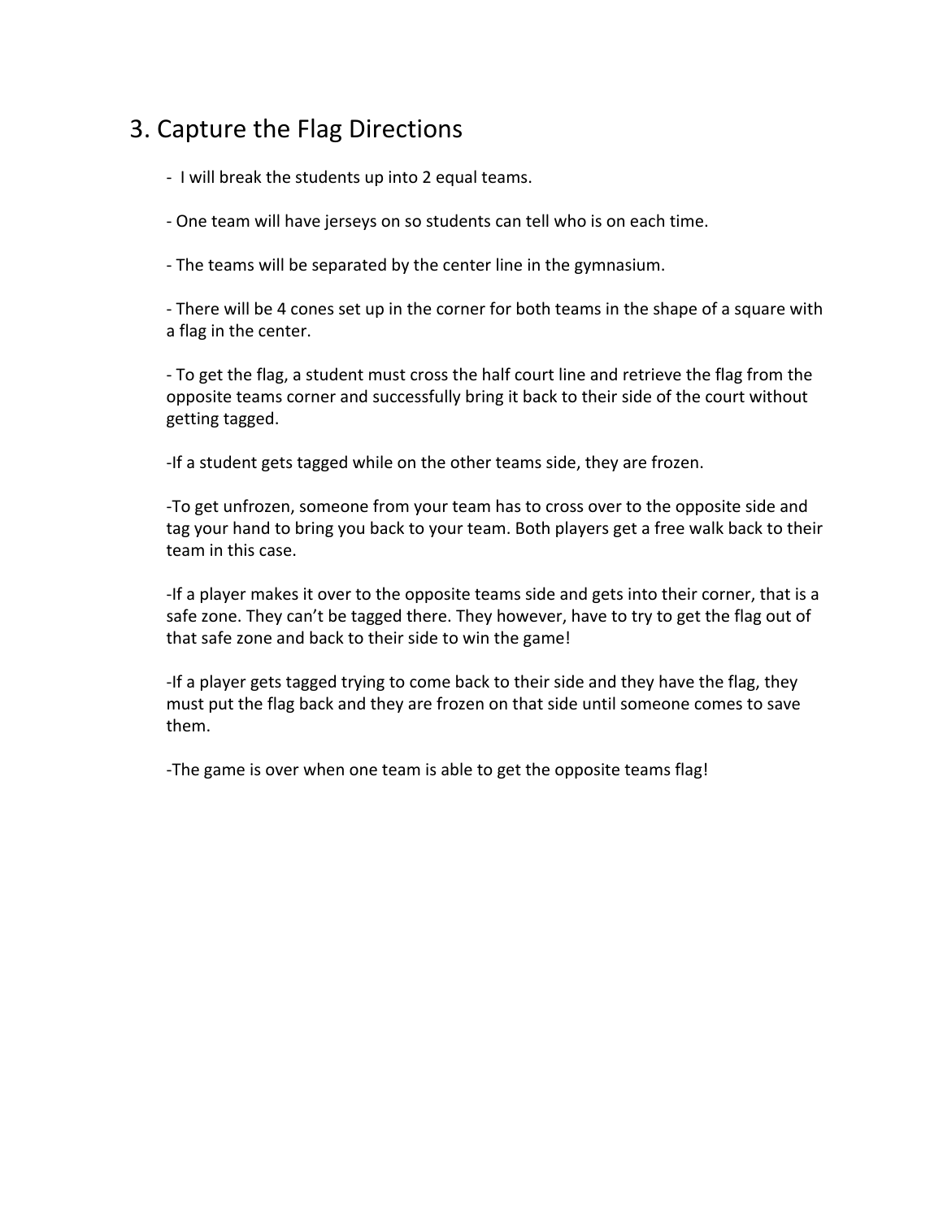## 3. Capture the Flag Directions

- I will break the students up into 2 equal teams.

- One team will have jerseys on so students can tell who is on each time.

- The teams will be separated by the center line in the gymnasium.

- There will be 4 cones set up in the corner for both teams in the shape of a square with a flag in the center.

- To get the flag, a student must cross the half court line and retrieve the flag from the opposite teams corner and successfully bring it back to their side of the court without getting tagged.

- If a student gets tagged while on the other teams side, they are frozen.

- To get unfrozen, someone from your team has to cross over to the opposite side and tag your hand to bring you back to your team. Both players get a free walk back to their team in this case.

- If a player makes it over to the opposite teams side and gets into their corner, that is a safe zone. They can't be tagged there. They however, have to try to get the flag out of that safe zone and back to their side to win the game!

- If a player gets tagged trying to come back to their side and they have the flag, they must put the flag back and they are frozen on that side until someone comes to save them.

- The game is over when one team is able to get the opposite teams flag!